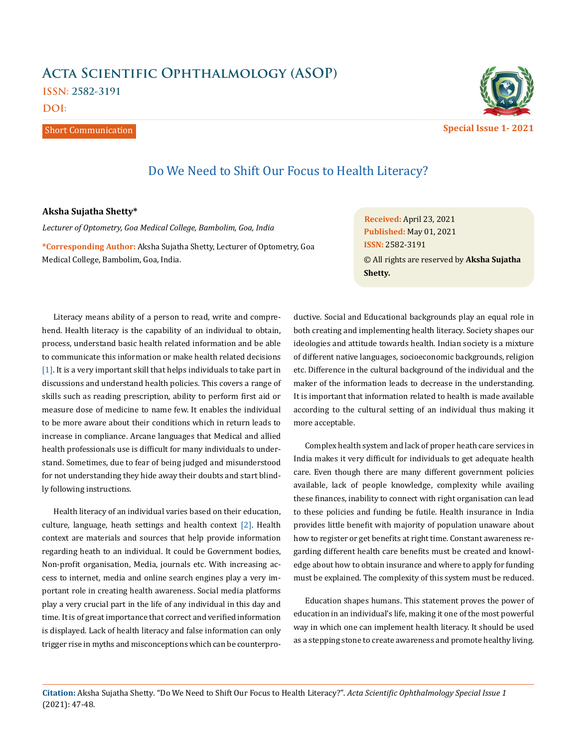# Acta Scientific Ophthalmology (ASOP)

ISSN: 2582-3191

DOI:

Short Communication

Special Issue 1- 2021

## Do We Need to Shift Our Focus to Health Literacy?

**Aksha Sujatha Shetty***

*Lecturer of Optometry, Goa Medical College, Bambolim, Goa, India*

**\*Corresponding Author:** Aksha Sujatha Shetty, Lecturer of Optometry, Goa Medical College, Bambolim, Goa, India.

**Received:** April 23, 2021
**Published:** May 01, 2021
**ISSN:** 2582-3191
© All rights are reserved by **Aksha Sujatha Shetty.**

Literacy means ability of a person to read, write and comprehend. Health literacy is the capability of an individual to obtain, process, understand basic health related information and be able to communicate this information or make health related decisions [1]. It is a very important skill that helps individuals to take part in discussions and understand health policies. This covers a range of skills such as reading prescription, ability to perform first aid or measure dose of medicine to name few. It enables the individual to be more aware about their conditions which in return leads to increase in compliance. Arcane languages that Medical and allied health professionals use is difficult for many individuals to understand. Sometimes, due to fear of being judged and misunderstood for not understanding they hide away their doubts and start blindly following instructions.

Health literacy of an individual varies based on their education, culture, language, heath settings and health context [2]. Health context are materials and sources that help provide information regarding heath to an individual. It could be Government bodies, Non-profit organisation, Media, journals etc. With increasing access to internet, media and online search engines play a very important role in creating health awareness. Social media platforms play a very crucial part in the life of any individual in this day and time. It is of great importance that correct and verified information is displayed. Lack of health literacy and false information can only trigger rise in myths and misconceptions which can be counterproductive. Social and Educational backgrounds play an equal role in both creating and implementing health literacy. Society shapes our ideologies and attitude towards health. Indian society is a mixture of different native languages, socioeconomic backgrounds, religion etc. Difference in the cultural background of the individual and the maker of the information leads to decrease in the understanding. It is important that information related to health is made available according to the cultural setting of an individual thus making it more acceptable.

Complex health system and lack of proper heath care services in India makes it very difficult for individuals to get adequate health care. Even though there are many different government policies available, lack of people knowledge, complexity while availing these finances, inability to connect with right organisation can lead to these policies and funding be futile. Health insurance in India provides little benefit with majority of population unaware about how to register or get benefits at right time. Constant awareness regarding different health care benefits must be created and knowledge about how to obtain insurance and where to apply for funding must be explained. The complexity of this system must be reduced.

Education shapes humans. This statement proves the power of education in an individual's life, making it one of the most powerful way in which one can implement health literacy. It should be used as a stepping stone to create awareness and promote healthy living.

**Citation:** Aksha Sujatha Shetty. "Do We Need to Shift Our Focus to Health Literacy?". *Acta Scientific Ophthalmology Special Issue 1* (2021): 47-48.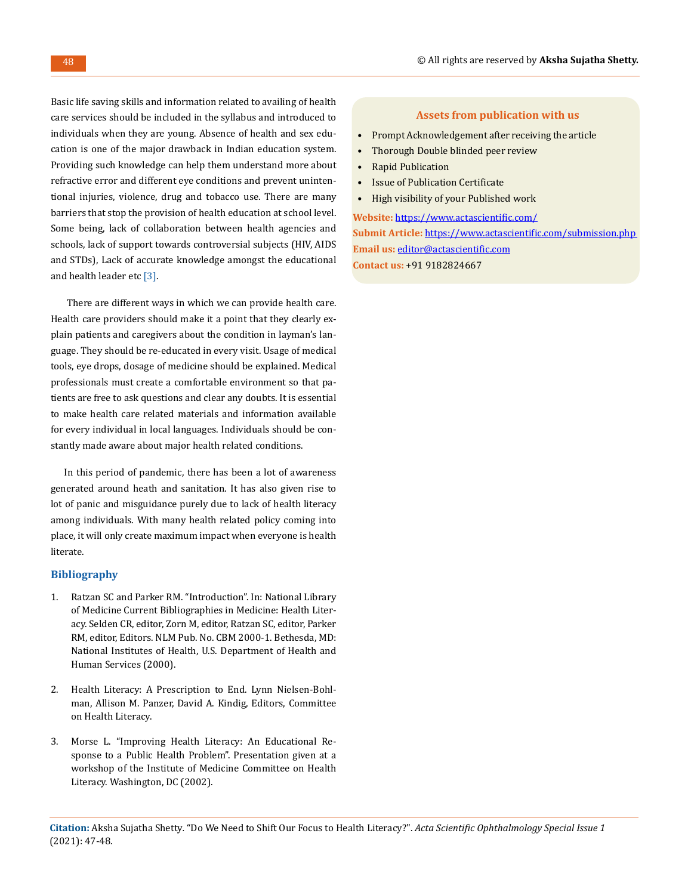Basic life saving skills and information related to availing of health care services should be included in the syllabus and introduced to individuals when they are young. Absence of health and sex education is one of the major drawback in Indian education system. Providing such knowledge can help them understand more about refractive error and different eye conditions and prevent unintentional injuries, violence, drug and tobacco use. There are many barriers that stop the provision of health education at school level. Some being, lack of collaboration between health agencies and schools, lack of support towards controversial subjects (HIV, AIDS and STDs), Lack of accurate knowledge amongst the educational and health leader etc [3].

There are different ways in which we can provide health care. Health care providers should make it a point that they clearly explain patients and caregivers about the condition in layman's language. They should be re-educated in every visit. Usage of medical tools, eye drops, dosage of medicine should be explained. Medical professionals must create a comfortable environment so that patients are free to ask questions and clear any doubts. It is essential to make health care related materials and information available for every individual in local languages. Individuals should be constantly made aware about major health related conditions.

In this period of pandemic, there has been a lot of awareness generated around heath and sanitation. It has also given rise to lot of panic and misguidance purely due to lack of health literacy among individuals. With many health related policy coming into place, it will only create maximum impact when everyone is health literate.

## Bibliography

1. Ratzan SC and Parker RM. "Introduction". In: National Library of Medicine Current Bibliographies in Medicine: Health Literacy. Selden CR, editor, Zorn M, editor, Ratzan SC, editor, Parker RM, editor, Editors. NLM Pub. No. CBM 2000-1. Bethesda, MD: National Institutes of Health, U.S. Department of Health and Human Services (2000).
2. Health Literacy: A Prescription to End. Lynn Nielsen-Bohlman, Allison M. Panzer, David A. Kindig, Editors, Committee on Health Literacy.
3. Morse L. "Improving Health Literacy: An Educational Response to a Public Health Problem". Presentation given at a workshop of the Institute of Medicine Committee on Health Literacy. Washington, DC (2002).

### Assets from publication with us

- Prompt Acknowledgement after receiving the article
- Thorough Double blinded peer review
- Rapid Publication
- Issue of Publication Certificate
- High visibility of your Published work

**Website:** https://www.actascientific.com/
**Submit Article:** https://www.actascientific.com/submission.php
**Email us:** editor@actascientific.com
**Contact us:** +91 9182824667

**Citation:** Aksha Sujatha Shetty. "Do We Need to Shift Our Focus to Health Literacy?". *Acta Scientific Ophthalmology Special Issue 1* (2021): 47-48.